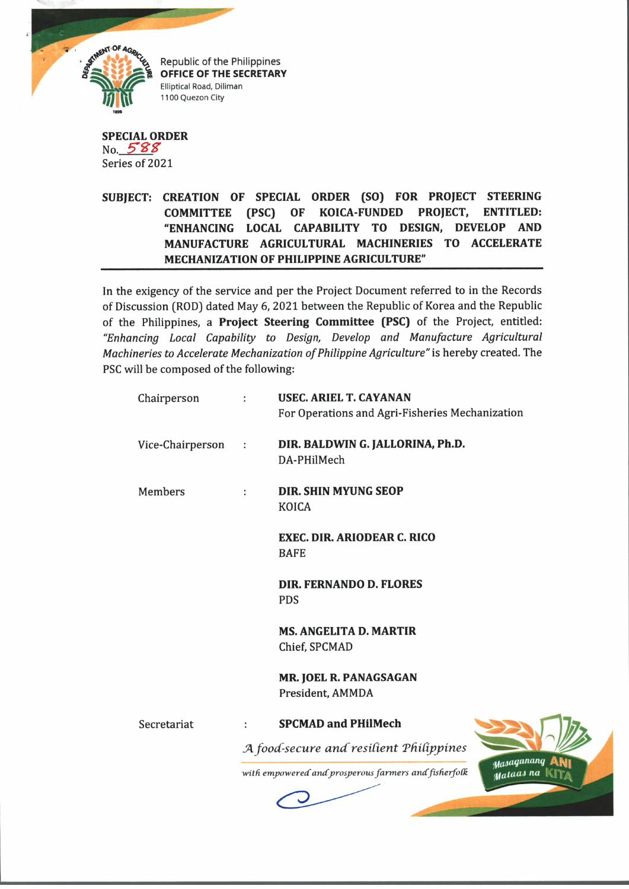Republic of the Philippines
**OFFICE OF THE SECRETARY**
Elliptical Road, Diliman
1100 Quezon City

**SPECIAL ORDER**
No. 588
Series of 2021

**SUBJECT: CREATION OF SPECIAL ORDER (SO) FOR PROJECT STEERING COMMITTEE (PSC) OF KOICA-FUNDED PROJECT, ENTITLED: "ENHANCING LOCAL CAPABILITY TO DESIGN, DEVELOP AND MANUFACTURE AGRICULTURAL MACHINERIES TO ACCELERATE MECHANIZATION OF PHILIPPINE AGRICULTURE"**

---

In the exigency of the service and per the Project Document referred to in the Records of Discussion (ROD) dated May 6, 2021 between the Republic of Korea and the Republic of the Philippines, a **Project Steering Committee (PSC)** of the Project, entitled: *"Enhancing Local Capability to Design, Develop and Manufacture Agricultural Machineries to Accelerate Mechanization of Philippine Agriculture"* is hereby created. The PSC will be composed of the following:

| | | |
|---|---|---|
| Chairperson | : | **USEC. ARIEL T. CAYANAN**<br>For Operations and Agri-Fisheries Mechanization |
| Vice-Chairperson | : | **DIR. BALDWIN G. JALLORINA, Ph.D.**<br>DA-PHilMech |
| Members | : | **DIR. SHIN MYUNG SEOP**<br>KOICA |
| | | **EXEC. DIR. ARIODEAR C. RICO**<br>BAFE |
| | | **DIR. FERNANDO D. FLORES**<br>PDS |
| | | **MS. ANGELITA D. MARTIR**<br>Chief, SPCMAD |
| | | **MR. JOEL R. PANAGSAGAN**<br>President, AMMDA |
| Secretariat | : | **SPCMAD and PHilMech** |

*A food-secure and resilient Philippines*
*with empowered and prosperous farmers and fisherfolk*

Masaganang ANI Mataas na KITA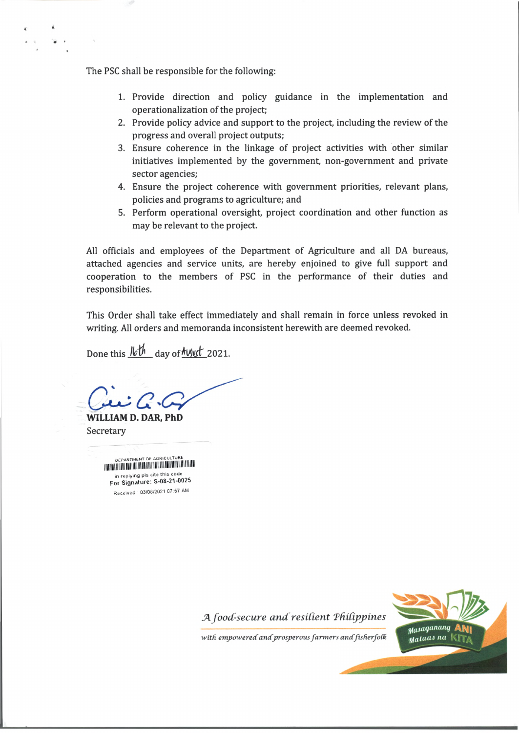The PSC shall be responsible for the following:

1. Provide direction and policy guidance in the implementation and operationalization of the project;
2. Provide policy advice and support to the project, including the review of the progress and overall project outputs;
3. Ensure coherence in the linkage of project activities with other similar initiatives implemented by the government, non-government and private sector agencies;
4. Ensure the project coherence with government priorities, relevant plans, policies and programs to agriculture; and
5. Perform operational oversight, project coordination and other function as may be relevant to the project.

All officials and employees of the Department of Agriculture and all DA bureaus, attached agencies and service units, are hereby enjoined to give full support and cooperation to the members of PSC in the performance of their duties and responsibilities.

This Order shall take effect immediately and shall remain in force unless revoked in writing. All orders and memoranda inconsistent herewith are deemed revoked.

Done this 16th day of August 2021.

**WILLIAM D. DAR, PhD**
Secretary

DEPARTMENT OF AGRICULTURE
in replying pls cite this code
For Signature: S-08-21-0025
Received 03/08/2021 07:57 AM

*A food-secure and resilient Philippines*
*with empowered and prosperous farmers and fisherfolk*

Masaganang ANI Mataas na KITA